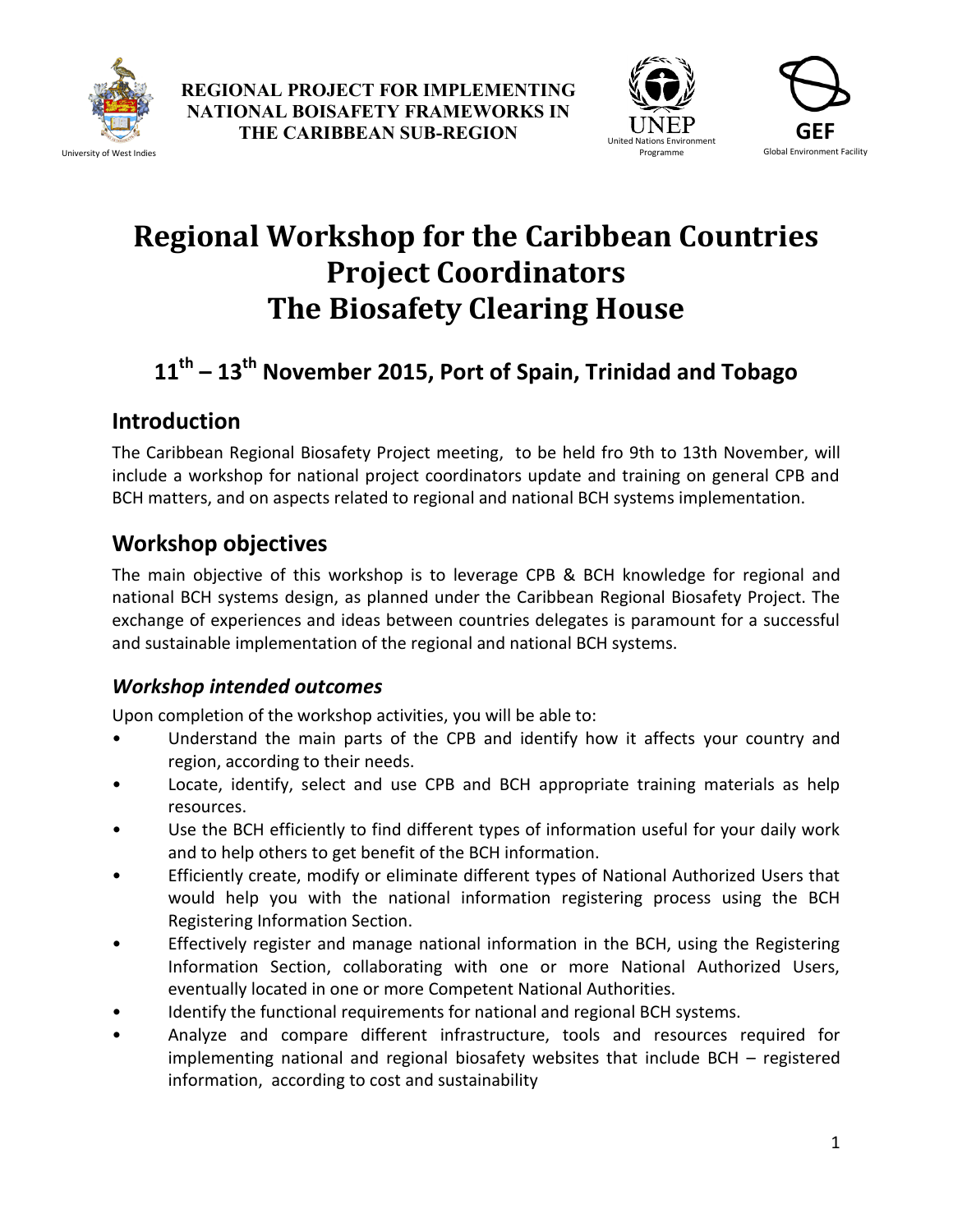University of West Indies

**REGIONAL PROJECT FOR IMPLEMENTING NATIONAL BOISAFETY FRAMEWORKS IN THE CARIBBEAN SUB-REGION**

UNEP United Nations Environment Programme

GEF Global Environment Facility

# Regional Workshop for the Caribbean Countries Project Coordinators The Biosafety Clearing House

## 11th – 13th November 2015, Port of Spain, Trinidad and Tobago

## Introduction

The Caribbean Regional Biosafety Project meeting, to be held fro 9th to 13th November, will include a workshop for national project coordinators update and training on general CPB and BCH matters, and on aspects related to regional and national BCH systems implementation.

## Workshop objectives

The main objective of this workshop is to leverage CPB & BCH knowledge for regional and national BCH systems design, as planned under the Caribbean Regional Biosafety Project. The exchange of experiences and ideas between countries delegates is paramount for a successful and sustainable implementation of the regional and national BCH systems.

### *Workshop intended outcomes*

Upon completion of the workshop activities, you will be able to:

- Understand the main parts of the CPB and identify how it affects your country and region, according to their needs.
- Locate, identify, select and use CPB and BCH appropriate training materials as help resources.
- Use the BCH efficiently to find different types of information useful for your daily work and to help others to get benefit of the BCH information.
- Efficiently create, modify or eliminate different types of National Authorized Users that would help you with the national information registering process using the BCH Registering Information Section.
- Effectively register and manage national information in the BCH, using the Registering Information Section, collaborating with one or more National Authorized Users, eventually located in one or more Competent National Authorities.
- Identify the functional requirements for national and regional BCH systems.
- Analyze and compare different infrastructure, tools and resources required for implementing national and regional biosafety websites that include BCH – registered information, according to cost and sustainability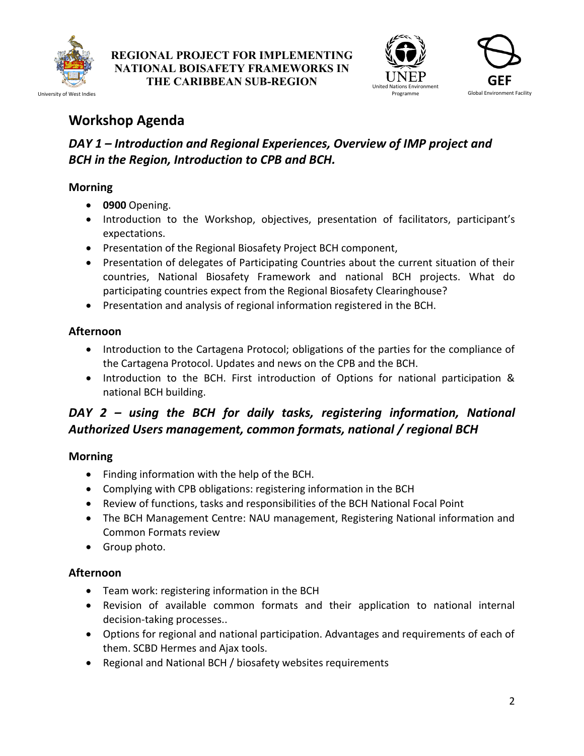## Workshop Agenda

### *DAY 1 – Introduction and Regional Experiences, Overview of IMP project and BCH in the Region, Introduction to CPB and BCH.*

#### Morning

- **0900** Opening.
- Introduction to the Workshop, objectives, presentation of facilitators, participant's expectations.
- Presentation of the Regional Biosafety Project BCH component,
- Presentation of delegates of Participating Countries about the current situation of their countries, National Biosafety Framework and national BCH projects. What do participating countries expect from the Regional Biosafety Clearinghouse?
- Presentation and analysis of regional information registered in the BCH.

#### Afternoon

- Introduction to the Cartagena Protocol; obligations of the parties for the compliance of the Cartagena Protocol. Updates and news on the CPB and the BCH.
- Introduction to the BCH. First introduction of Options for national participation & national BCH building.

### *DAY 2 – using the BCH for daily tasks, registering information, National Authorized Users management, common formats, national / regional BCH*

#### Morning

- Finding information with the help of the BCH.
- Complying with CPB obligations: registering information in the BCH
- Review of functions, tasks and responsibilities of the BCH National Focal Point
- The BCH Management Centre: NAU management, Registering National information and Common Formats review
- Group photo.

#### Afternoon

- Team work: registering information in the BCH
- Revision of available common formats and their application to national internal decision-taking processes..
- Options for regional and national participation. Advantages and requirements of each of them. SCBD Hermes and Ajax tools.
- Regional and National BCH / biosafety websites requirements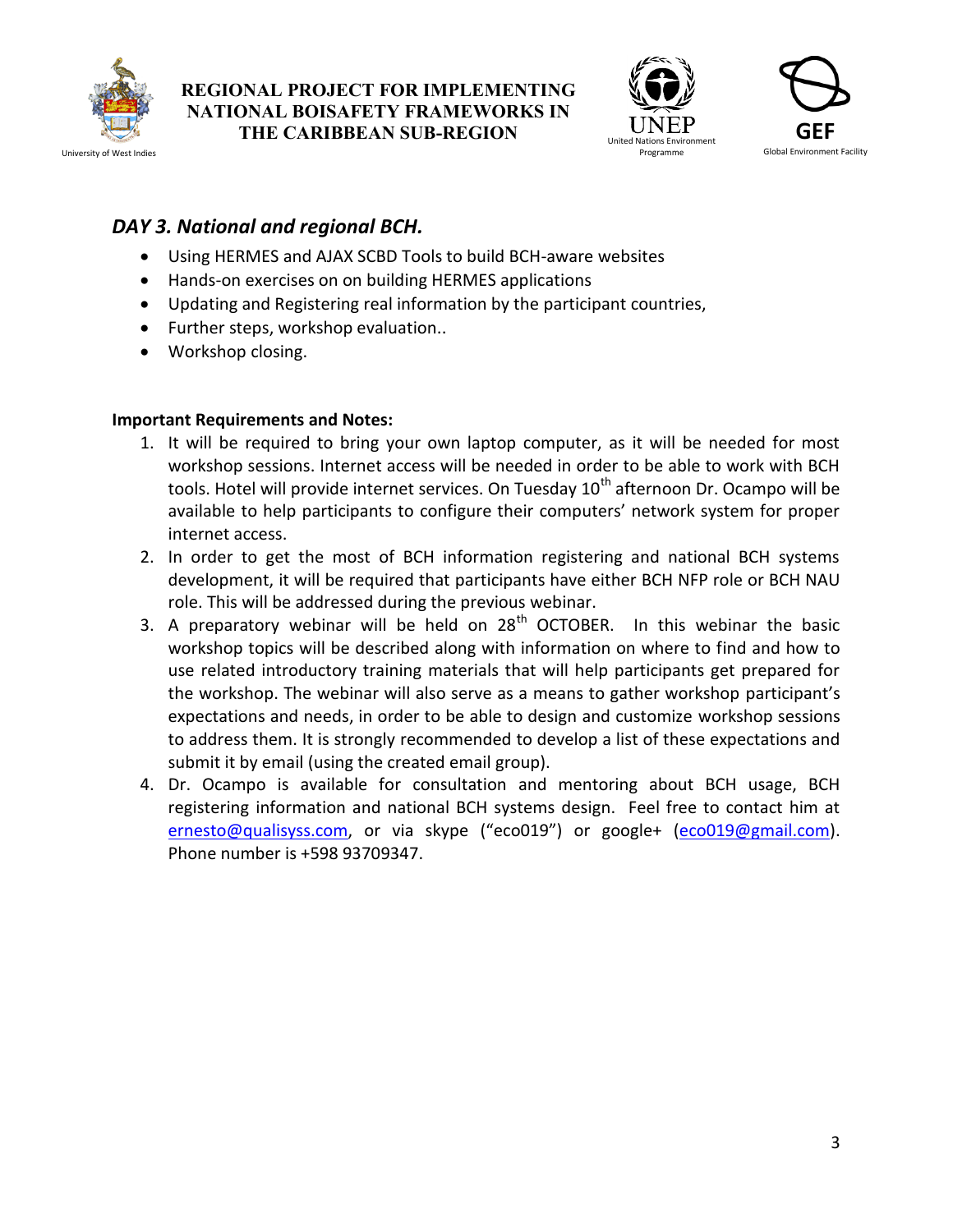## *DAY 3. National and regional BCH.*

- Using HERMES and AJAX SCBD Tools to build BCH-aware websites
- Hands-on exercises on on building HERMES applications
- Updating and Registering real information by the participant countries,
- Further steps, workshop evaluation..
- Workshop closing.

**Important Requirements and Notes:**

1. It will be required to bring your own laptop computer, as it will be needed for most workshop sessions. Internet access will be needed in order to be able to work with BCH tools. Hotel will provide internet services. On Tuesday 10th afternoon Dr. Ocampo will be available to help participants to configure their computers' network system for proper internet access.
2. In order to get the most of BCH information registering and national BCH systems development, it will be required that participants have either BCH NFP role or BCH NAU role. This will be addressed during the previous webinar.
3. A preparatory webinar will be held on 28th OCTOBER. In this webinar the basic workshop topics will be described along with information on where to find and how to use related introductory training materials that will help participants get prepared for the workshop. The webinar will also serve as a means to gather workshop participant's expectations and needs, in order to be able to design and customize workshop sessions to address them. It is strongly recommended to develop a list of these expectations and submit it by email (using the created email group).
4. Dr. Ocampo is available for consultation and mentoring about BCH usage, BCH registering information and national BCH systems design. Feel free to contact him at ernesto@qualisyss.com, or via skype ("eco019") or google+ (eco019@gmail.com). Phone number is +598 93709347.